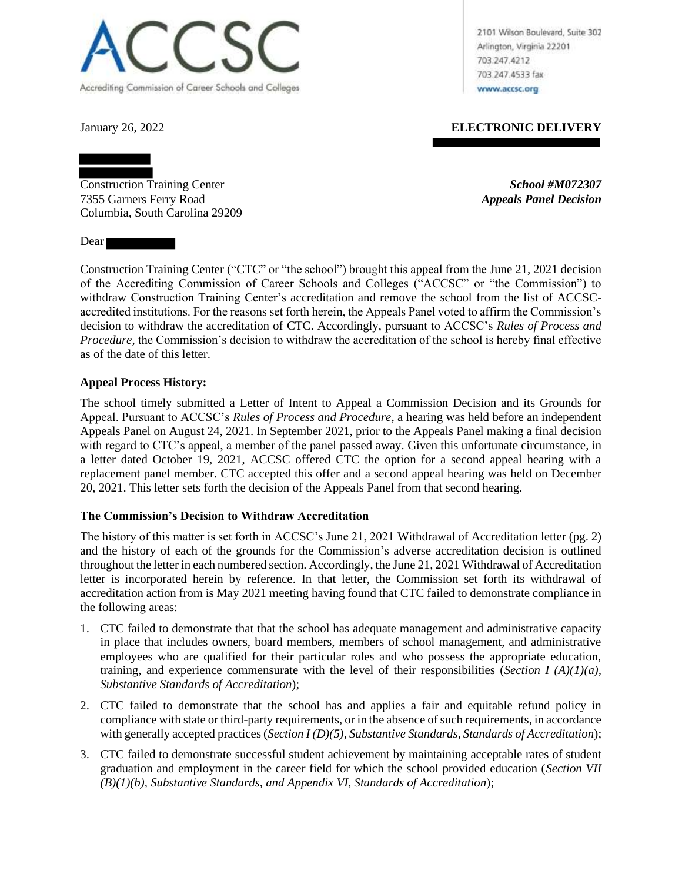ACCSC

Accrediting Commission of Career Schools and Colleges

2101 Wilson Boulevard, Suite 302
Arlington, Virginia 22201
703.247.4212
703.247.4533 fax
www.accsc.org

January 26, 2022

**ELECTRONIC DELIVERY**

Construction Training Center
7355 Garners Ferry Road
Columbia, South Carolina 29209

***School #M072307***
***Appeals Panel Decision***

Dear

Construction Training Center ("CTC" or "the school") brought this appeal from the June 21, 2021 decision of the Accrediting Commission of Career Schools and Colleges ("ACCSC" or "the Commission") to withdraw Construction Training Center's accreditation and remove the school from the list of ACCSC-accredited institutions. For the reasons set forth herein, the Appeals Panel voted to affirm the Commission's decision to withdraw the accreditation of CTC. Accordingly, pursuant to ACCSC's *Rules of Process and Procedure*, the Commission's decision to withdraw the accreditation of the school is hereby final effective as of the date of this letter.

**Appeal Process History:**

The school timely submitted a Letter of Intent to Appeal a Commission Decision and its Grounds for Appeal. Pursuant to ACCSC's *Rules of Process and Procedure*, a hearing was held before an independent Appeals Panel on August 24, 2021. In September 2021, prior to the Appeals Panel making a final decision with regard to CTC's appeal, a member of the panel passed away. Given this unfortunate circumstance, in a letter dated October 19, 2021, ACCSC offered CTC the option for a second appeal hearing with a replacement panel member. CTC accepted this offer and a second appeal hearing was held on December 20, 2021. This letter sets forth the decision of the Appeals Panel from that second hearing.

**The Commission's Decision to Withdraw Accreditation**

The history of this matter is set forth in ACCSC's June 21, 2021 Withdrawal of Accreditation letter (pg. 2) and the history of each of the grounds for the Commission's adverse accreditation decision is outlined throughout the letter in each numbered section. Accordingly, the June 21, 2021 Withdrawal of Accreditation letter is incorporated herein by reference. In that letter, the Commission set forth its withdrawal of accreditation action from is May 2021 meeting having found that CTC failed to demonstrate compliance in the following areas:

1. CTC failed to demonstrate that that the school has adequate management and administrative capacity in place that includes owners, board members, members of school management, and administrative employees who are qualified for their particular roles and who possess the appropriate education, training, and experience commensurate with the level of their responsibilities (*Section I (A)(1)(a), Substantive Standards of Accreditation*);
2. CTC failed to demonstrate that the school has and applies a fair and equitable refund policy in compliance with state or third-party requirements, or in the absence of such requirements, in accordance with generally accepted practices (*Section I (D)(5), Substantive Standards, Standards of Accreditation*);
3. CTC failed to demonstrate successful student achievement by maintaining acceptable rates of student graduation and employment in the career field for which the school provided education (*Section VII (B)(1)(b), Substantive Standards, and Appendix VI, Standards of Accreditation*);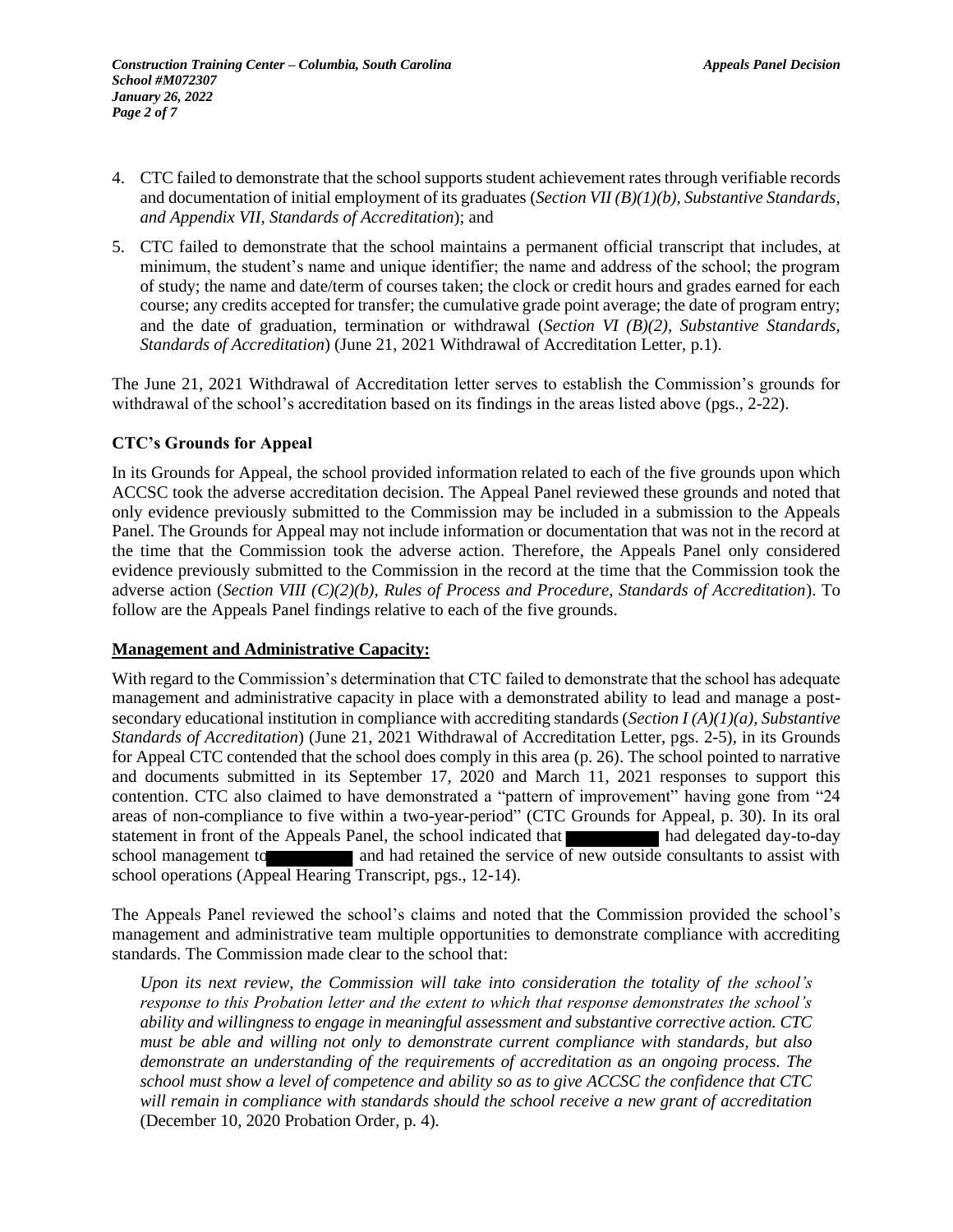4. CTC failed to demonstrate that the school supports student achievement rates through verifiable records and documentation of initial employment of its graduates (*Section VII (B)(1)(b), Substantive Standards, and Appendix VII, Standards of Accreditation*); and

5. CTC failed to demonstrate that the school maintains a permanent official transcript that includes, at minimum, the student's name and unique identifier; the name and address of the school; the program of study; the name and date/term of courses taken; the clock or credit hours and grades earned for each course; any credits accepted for transfer; the cumulative grade point average; the date of program entry; and the date of graduation, termination or withdrawal (*Section VI (B)(2), Substantive Standards, Standards of Accreditation*) (June 21, 2021 Withdrawal of Accreditation Letter, p.1).

The June 21, 2021 Withdrawal of Accreditation letter serves to establish the Commission's grounds for withdrawal of the school's accreditation based on its findings in the areas listed above (pgs., 2-22).

### CTC's Grounds for Appeal

In its Grounds for Appeal, the school provided information related to each of the five grounds upon which ACCSC took the adverse accreditation decision. The Appeal Panel reviewed these grounds and noted that only evidence previously submitted to the Commission may be included in a submission to the Appeals Panel. The Grounds for Appeal may not include information or documentation that was not in the record at the time that the Commission took the adverse action. Therefore, the Appeals Panel only considered evidence previously submitted to the Commission in the record at the time that the Commission took the adverse action (*Section VIII (C)(2)(b), Rules of Process and Procedure, Standards of Accreditation*). To follow are the Appeals Panel findings relative to each of the five grounds.

### Management and Administrative Capacity:

With regard to the Commission's determination that CTC failed to demonstrate that the school has adequate management and administrative capacity in place with a demonstrated ability to lead and manage a post-secondary educational institution in compliance with accrediting standards (*Section I (A)(1)(a), Substantive Standards of Accreditation*) (June 21, 2021 Withdrawal of Accreditation Letter, pgs. 2-5), in its Grounds for Appeal CTC contended that the school does comply in this area (p. 26). The school pointed to narrative and documents submitted in its September 17, 2020 and March 11, 2021 responses to support this contention. CTC also claimed to have demonstrated a "pattern of improvement" having gone from "24 areas of non-compliance to five within a two-year-period" (CTC Grounds for Appeal, p. 30). In its oral statement in front of the Appeals Panel, the school indicated that [REDACTED] had delegated day-to-day school management to [REDACTED] and had retained the service of new outside consultants to assist with school operations (Appeal Hearing Transcript, pgs., 12-14).

The Appeals Panel reviewed the school's claims and noted that the Commission provided the school's management and administrative team multiple opportunities to demonstrate compliance with accrediting standards. The Commission made clear to the school that:

> *Upon its next review, the Commission will take into consideration the totality of the school's response to this Probation letter and the extent to which that response demonstrates the school's ability and willingness to engage in meaningful assessment and substantive corrective action. CTC must be able and willing not only to demonstrate current compliance with standards, but also demonstrate an understanding of the requirements of accreditation as an ongoing process. The school must show a level of competence and ability so as to give ACCSC the confidence that CTC will remain in compliance with standards should the school receive a new grant of accreditation* (December 10, 2020 Probation Order, p. 4).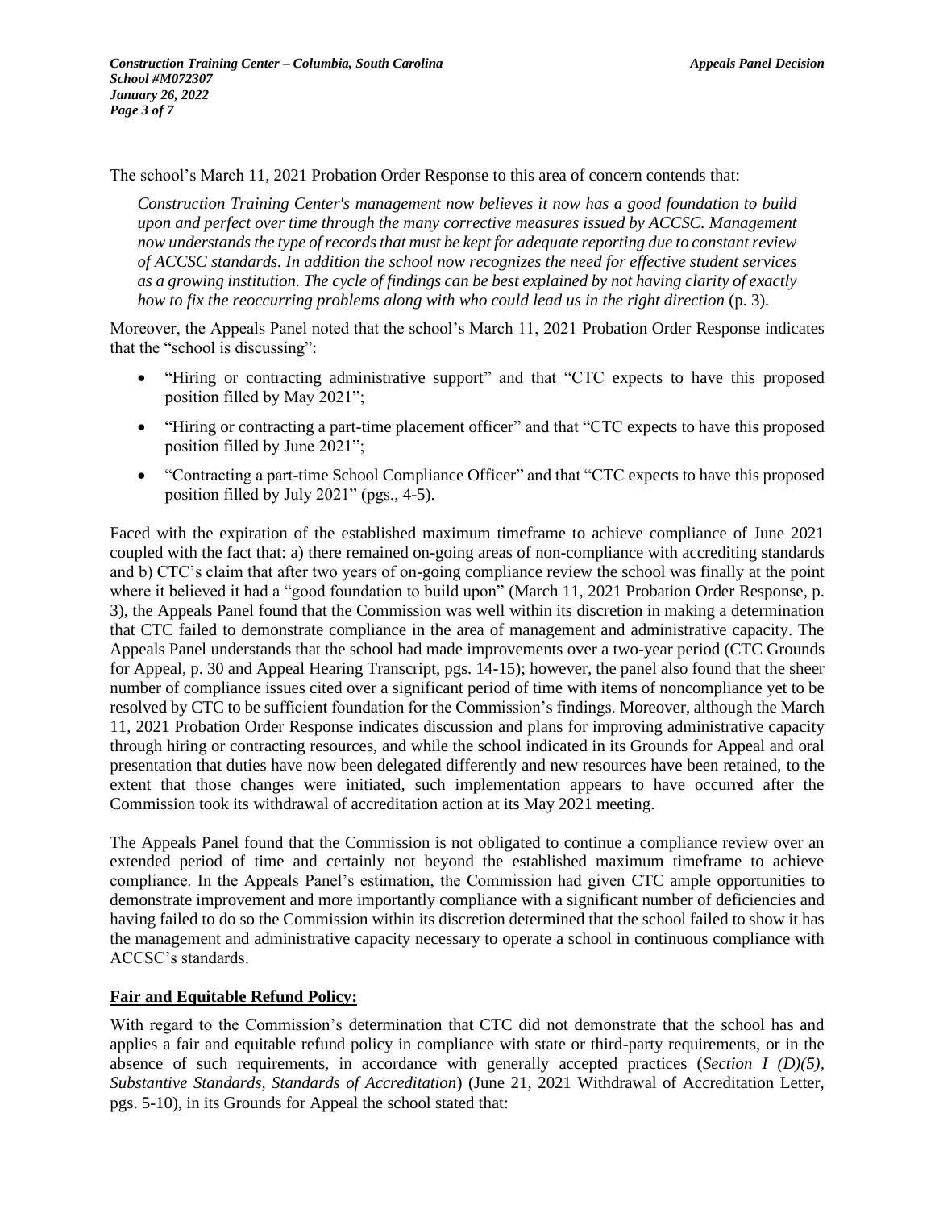The school's March 11, 2021 Probation Order Response to this area of concern contends that:

> *Construction Training Center's management now believes it now has a good foundation to build upon and perfect over time through the many corrective measures issued by ACCSC. Management now understands the type of records that must be kept for adequate reporting due to constant review of ACCSC standards. In addition the school now recognizes the need for effective student services as a growing institution. The cycle of findings can be best explained by not having clarity of exactly how to fix the reoccurring problems along with who could lead us in the right direction* (p. 3).

Moreover, the Appeals Panel noted that the school's March 11, 2021 Probation Order Response indicates that the "school is discussing":

- "Hiring or contracting administrative support" and that "CTC expects to have this proposed position filled by May 2021";
- "Hiring or contracting a part-time placement officer" and that "CTC expects to have this proposed position filled by June 2021";
- "Contracting a part-time School Compliance Officer" and that "CTC expects to have this proposed position filled by July 2021" (pgs., 4-5).

Faced with the expiration of the established maximum timeframe to achieve compliance of June 2021 coupled with the fact that: a) there remained on-going areas of non-compliance with accrediting standards and b) CTC's claim that after two years of on-going compliance review the school was finally at the point where it believed it had a "good foundation to build upon" (March 11, 2021 Probation Order Response, p. 3), the Appeals Panel found that the Commission was well within its discretion in making a determination that CTC failed to demonstrate compliance in the area of management and administrative capacity. The Appeals Panel understands that the school had made improvements over a two-year period (CTC Grounds for Appeal, p. 30 and Appeal Hearing Transcript, pgs. 14-15); however, the panel also found that the sheer number of compliance issues cited over a significant period of time with items of noncompliance yet to be resolved by CTC to be sufficient foundation for the Commission's findings. Moreover, although the March 11, 2021 Probation Order Response indicates discussion and plans for improving administrative capacity through hiring or contracting resources, and while the school indicated in its Grounds for Appeal and oral presentation that duties have now been delegated differently and new resources have been retained, to the extent that those changes were initiated, such implementation appears to have occurred after the Commission took its withdrawal of accreditation action at its May 2021 meeting.

The Appeals Panel found that the Commission is not obligated to continue a compliance review over an extended period of time and certainly not beyond the established maximum timeframe to achieve compliance. In the Appeals Panel's estimation, the Commission had given CTC ample opportunities to demonstrate improvement and more importantly compliance with a significant number of deficiencies and having failed to do so the Commission within its discretion determined that the school failed to show it has the management and administrative capacity necessary to operate a school in continuous compliance with ACCSC's standards.

**Fair and Equitable Refund Policy:**

With regard to the Commission's determination that CTC did not demonstrate that the school has and applies a fair and equitable refund policy in compliance with state or third-party requirements, or in the absence of such requirements, in accordance with generally accepted practices (*Section I (D)(5), Substantive Standards, Standards of Accreditation*) (June 21, 2021 Withdrawal of Accreditation Letter, pgs. 5-10), in its Grounds for Appeal the school stated that: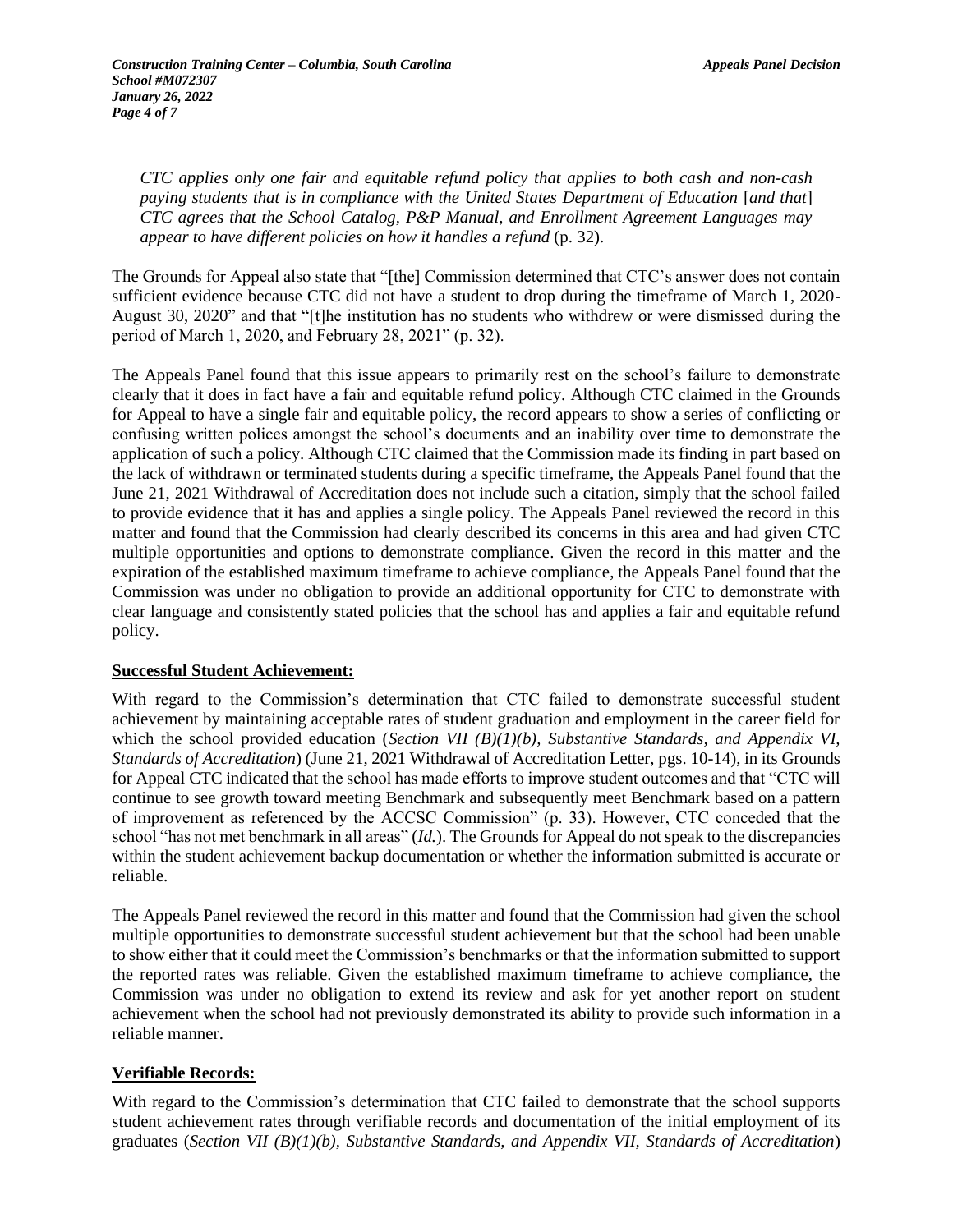> *CTC applies only one fair and equitable refund policy that applies to both cash and non-cash paying students that is in compliance with the United States Department of Education* [*and that*] *CTC agrees that the School Catalog, P&P Manual, and Enrollment Agreement Languages may appear to have different policies on how it handles a refund* (p. 32).

The Grounds for Appeal also state that "[the] Commission determined that CTC's answer does not contain sufficient evidence because CTC did not have a student to drop during the timeframe of March 1, 2020-August 30, 2020" and that "[t]he institution has no students who withdrew or were dismissed during the period of March 1, 2020, and February 28, 2021" (p. 32).

The Appeals Panel found that this issue appears to primarily rest on the school's failure to demonstrate clearly that it does in fact have a fair and equitable refund policy. Although CTC claimed in the Grounds for Appeal to have a single fair and equitable policy, the record appears to show a series of conflicting or confusing written polices amongst the school's documents and an inability over time to demonstrate the application of such a policy. Although CTC claimed that the Commission made its finding in part based on the lack of withdrawn or terminated students during a specific timeframe, the Appeals Panel found that the June 21, 2021 Withdrawal of Accreditation does not include such a citation, simply that the school failed to provide evidence that it has and applies a single policy. The Appeals Panel reviewed the record in this matter and found that the Commission had clearly described its concerns in this area and had given CTC multiple opportunities and options to demonstrate compliance. Given the record in this matter and the expiration of the established maximum timeframe to achieve compliance, the Appeals Panel found that the Commission was under no obligation to provide an additional opportunity for CTC to demonstrate with clear language and consistently stated policies that the school has and applies a fair and equitable refund policy.

**Successful Student Achievement:**

With regard to the Commission's determination that CTC failed to demonstrate successful student achievement by maintaining acceptable rates of student graduation and employment in the career field for which the school provided education (*Section VII (B)(1)(b), Substantive Standards, and Appendix VI, Standards of Accreditation*) (June 21, 2021 Withdrawal of Accreditation Letter, pgs. 10-14), in its Grounds for Appeal CTC indicated that the school has made efforts to improve student outcomes and that "CTC will continue to see growth toward meeting Benchmark and subsequently meet Benchmark based on a pattern of improvement as referenced by the ACCSC Commission" (p. 33). However, CTC conceded that the school "has not met benchmark in all areas" (*Id.*). The Grounds for Appeal do not speak to the discrepancies within the student achievement backup documentation or whether the information submitted is accurate or reliable.

The Appeals Panel reviewed the record in this matter and found that the Commission had given the school multiple opportunities to demonstrate successful student achievement but that the school had been unable to show either that it could meet the Commission's benchmarks or that the information submitted to support the reported rates was reliable. Given the established maximum timeframe to achieve compliance, the Commission was under no obligation to extend its review and ask for yet another report on student achievement when the school had not previously demonstrated its ability to provide such information in a reliable manner.

**Verifiable Records:**

With regard to the Commission's determination that CTC failed to demonstrate that the school supports student achievement rates through verifiable records and documentation of the initial employment of its graduates (*Section VII (B)(1)(b), Substantive Standards, and Appendix VII, Standards of Accreditation*)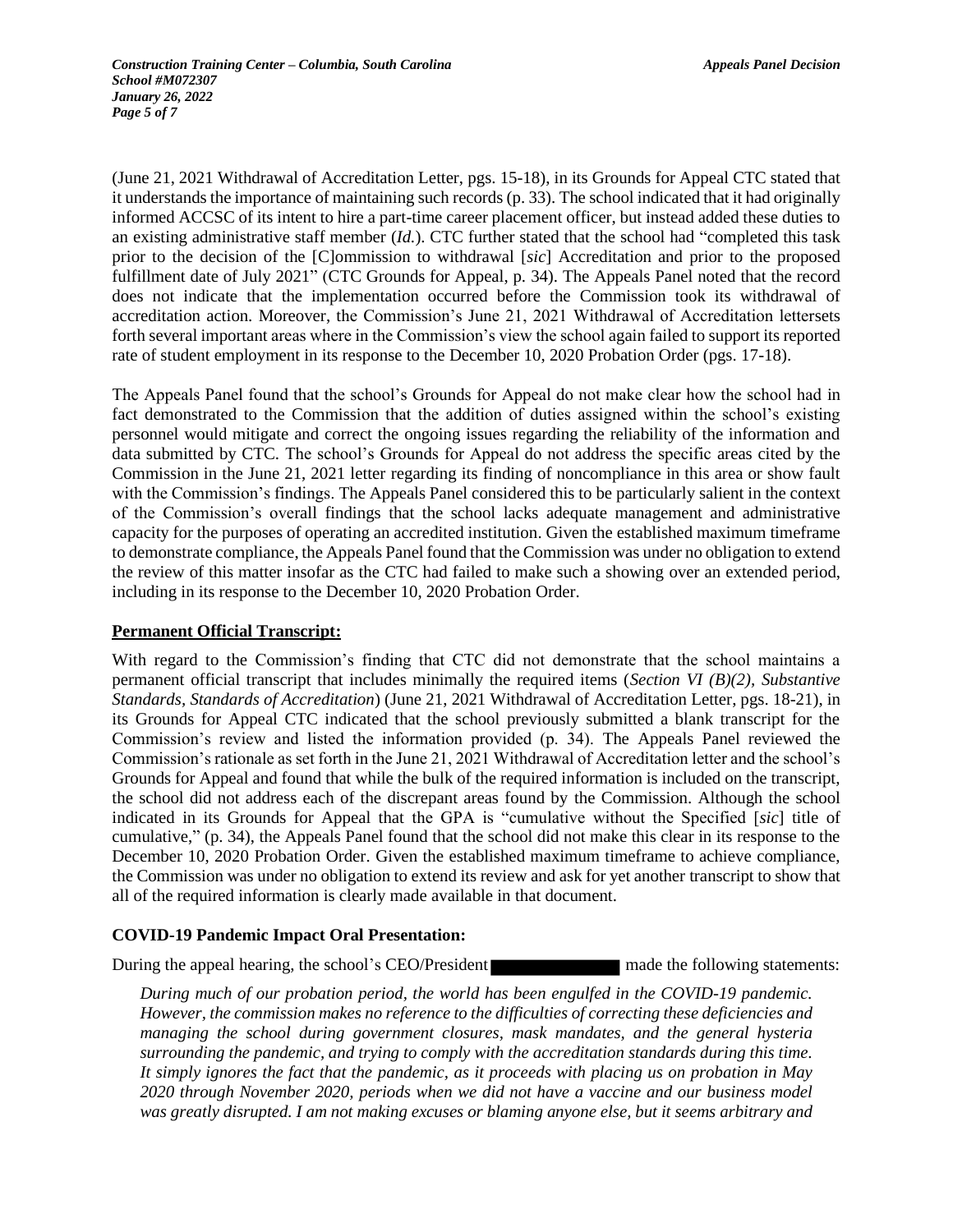(June 21, 2021 Withdrawal of Accreditation Letter, pgs. 15-18), in its Grounds for Appeal CTC stated that it understands the importance of maintaining such records (p. 33). The school indicated that it had originally informed ACCSC of its intent to hire a part-time career placement officer, but instead added these duties to an existing administrative staff member (*Id.*). CTC further stated that the school had "completed this task prior to the decision of the [C]ommission to withdrawal [*sic*] Accreditation and prior to the proposed fulfillment date of July 2021" (CTC Grounds for Appeal, p. 34). The Appeals Panel noted that the record does not indicate that the implementation occurred before the Commission took its withdrawal of accreditation action. Moreover, the Commission's June 21, 2021 Withdrawal of Accreditation lettersets forth several important areas where in the Commission's view the school again failed to support its reported rate of student employment in its response to the December 10, 2020 Probation Order (pgs. 17-18).

The Appeals Panel found that the school's Grounds for Appeal do not make clear how the school had in fact demonstrated to the Commission that the addition of duties assigned within the school's existing personnel would mitigate and correct the ongoing issues regarding the reliability of the information and data submitted by CTC. The school's Grounds for Appeal do not address the specific areas cited by the Commission in the June 21, 2021 letter regarding its finding of noncompliance in this area or show fault with the Commission's findings. The Appeals Panel considered this to be particularly salient in the context of the Commission's overall findings that the school lacks adequate management and administrative capacity for the purposes of operating an accredited institution. Given the established maximum timeframe to demonstrate compliance, the Appeals Panel found that the Commission was under no obligation to extend the review of this matter insofar as the CTC had failed to make such a showing over an extended period, including in its response to the December 10, 2020 Probation Order.

**Permanent Official Transcript:**

With regard to the Commission's finding that CTC did not demonstrate that the school maintains a permanent official transcript that includes minimally the required items (*Section VI (B)(2), Substantive Standards, Standards of Accreditation*) (June 21, 2021 Withdrawal of Accreditation Letter, pgs. 18-21), in its Grounds for Appeal CTC indicated that the school previously submitted a blank transcript for the Commission's review and listed the information provided (p. 34). The Appeals Panel reviewed the Commission's rationale as set forth in the June 21, 2021 Withdrawal of Accreditation letter and the school's Grounds for Appeal and found that while the bulk of the required information is included on the transcript, the school did not address each of the discrepant areas found by the Commission. Although the school indicated in its Grounds for Appeal that the GPA is "cumulative without the Specified [*sic*] title of cumulative," (p. 34), the Appeals Panel found that the school did not make this clear in its response to the December 10, 2020 Probation Order. Given the established maximum timeframe to achieve compliance, the Commission was under no obligation to extend its review and ask for yet another transcript to show that all of the required information is clearly made available in that document.

**COVID-19 Pandemic Impact Oral Presentation:**

During the appeal hearing, the school's CEO/President [REDACTED] made the following statements:

> *During much of our probation period, the world has been engulfed in the COVID-19 pandemic. However, the commission makes no reference to the difficulties of correcting these deficiencies and managing the school during government closures, mask mandates, and the general hysteria surrounding the pandemic, and trying to comply with the accreditation standards during this time. It simply ignores the fact that the pandemic, as it proceeds with placing us on probation in May 2020 through November 2020, periods when we did not have a vaccine and our business model was greatly disrupted. I am not making excuses or blaming anyone else, but it seems arbitrary and*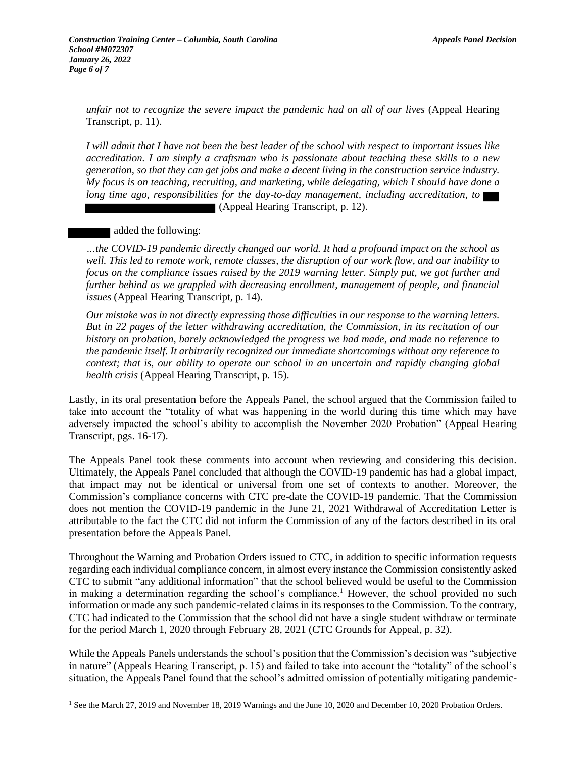*unfair not to recognize the severe impact the pandemic had on all of our lives* (Appeal Hearing Transcript, p. 11).

*I will admit that I have not been the best leader of the school with respect to important issues like accreditation. I am simply a craftsman who is passionate about teaching these skills to a new generation, so that they can get jobs and make a decent living in the construction service industry. My focus is on teaching, recruiting, and marketing, while delegating, which I should have done a long time ago, responsibilities for the day-to-day management, including accreditation, to* ██ ████████████████ (Appeal Hearing Transcript, p. 12).

████ added the following:

*…the COVID-19 pandemic directly changed our world. It had a profound impact on the school as well. This led to remote work, remote classes, the disruption of our work flow, and our inability to focus on the compliance issues raised by the 2019 warning letter. Simply put, we got further and further behind as we grappled with decreasing enrollment, management of people, and financial issues* (Appeal Hearing Transcript, p. 14).

*Our mistake was in not directly expressing those difficulties in our response to the warning letters. But in 22 pages of the letter withdrawing accreditation, the Commission, in its recitation of our history on probation, barely acknowledged the progress we had made, and made no reference to the pandemic itself. It arbitrarily recognized our immediate shortcomings without any reference to context; that is, our ability to operate our school in an uncertain and rapidly changing global health crisis* (Appeal Hearing Transcript, p. 15).

Lastly, in its oral presentation before the Appeals Panel, the school argued that the Commission failed to take into account the "totality of what was happening in the world during this time which may have adversely impacted the school's ability to accomplish the November 2020 Probation" (Appeal Hearing Transcript, pgs. 16-17).

The Appeals Panel took these comments into account when reviewing and considering this decision. Ultimately, the Appeals Panel concluded that although the COVID-19 pandemic has had a global impact, that impact may not be identical or universal from one set of contexts to another. Moreover, the Commission's compliance concerns with CTC pre-date the COVID-19 pandemic. That the Commission does not mention the COVID-19 pandemic in the June 21, 2021 Withdrawal of Accreditation Letter is attributable to the fact the CTC did not inform the Commission of any of the factors described in its oral presentation before the Appeals Panel.

Throughout the Warning and Probation Orders issued to CTC, in addition to specific information requests regarding each individual compliance concern, in almost every instance the Commission consistently asked CTC to submit "any additional information" that the school believed would be useful to the Commission in making a determination regarding the school's compliance.[1] However, the school provided no such information or made any such pandemic-related claims in its responses to the Commission. To the contrary, CTC had indicated to the Commission that the school did not have a single student withdraw or terminate for the period March 1, 2020 through February 28, 2021 (CTC Grounds for Appeal, p. 32).

While the Appeals Panels understands the school's position that the Commission's decision was "subjective in nature" (Appeals Hearing Transcript, p. 15) and failed to take into account the "totality" of the school's situation, the Appeals Panel found that the school's admitted omission of potentially mitigating pandemic-

[1] See the March 27, 2019 and November 18, 2019 Warnings and the June 10, 2020 and December 10, 2020 Probation Orders.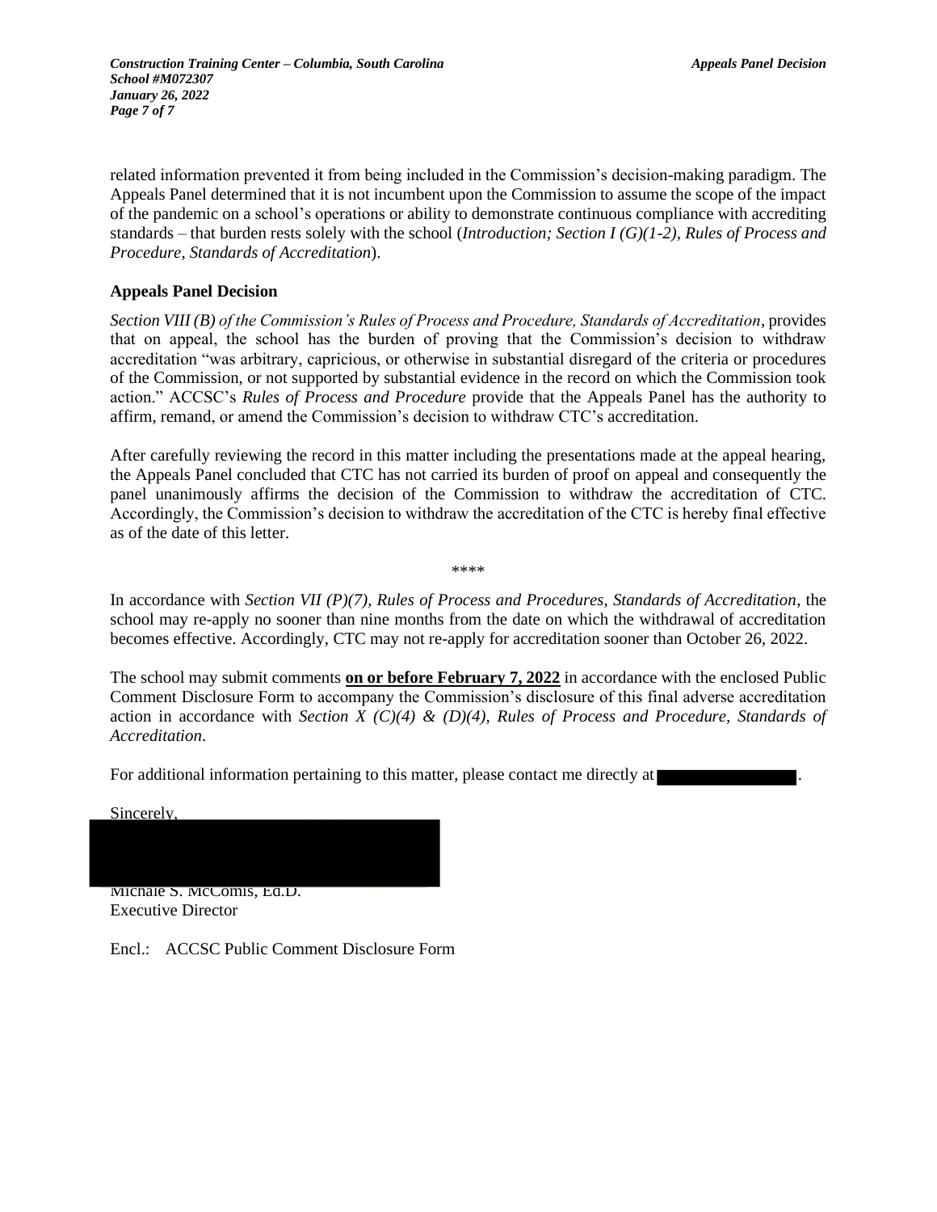related information prevented it from being included in the Commission's decision-making paradigm. The Appeals Panel determined that it is not incumbent upon the Commission to assume the scope of the impact of the pandemic on a school's operations or ability to demonstrate continuous compliance with accrediting standards – that burden rests solely with the school (*Introduction; Section I (G)(1-2), Rules of Process and Procedure, Standards of Accreditation*).

### Appeals Panel Decision

*Section VIII (B) of the Commission's Rules of Process and Procedure, Standards of Accreditation*, provides that on appeal, the school has the burden of proving that the Commission's decision to withdraw accreditation "was arbitrary, capricious, or otherwise in substantial disregard of the criteria or procedures of the Commission, or not supported by substantial evidence in the record on which the Commission took action." ACCSC's *Rules of Process and Procedure* provide that the Appeals Panel has the authority to affirm, remand, or amend the Commission's decision to withdraw CTC's accreditation.

After carefully reviewing the record in this matter including the presentations made at the appeal hearing, the Appeals Panel concluded that CTC has not carried its burden of proof on appeal and consequently the panel unanimously affirms the decision of the Commission to withdraw the accreditation of CTC. Accordingly, the Commission's decision to withdraw the accreditation of the CTC is hereby final effective as of the date of this letter.

****

In accordance with *Section VII (P)(7), Rules of Process and Procedures, Standards of Accreditation*, the school may re-apply no sooner than nine months from the date on which the withdrawal of accreditation becomes effective. Accordingly, CTC may not re-apply for accreditation sooner than October 26, 2022.

The school may submit comments **on or before February 7, 2022** in accordance with the enclosed Public Comment Disclosure Form to accompany the Commission's disclosure of this final adverse accreditation action in accordance with *Section X (C)(4) & (D)(4), Rules of Process and Procedure, Standards of Accreditation*.

For additional information pertaining to this matter, please contact me directly at [redacted].

Sincerely,

Michale S. McComis, Ed.D.
Executive Director

Encl.: ACCSC Public Comment Disclosure Form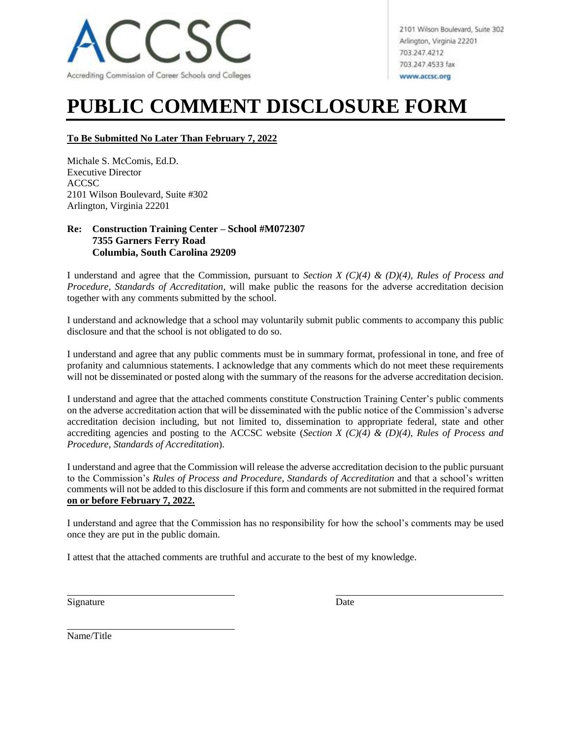ACCSC

Accrediting Commission of Career Schools and Colleges

2101 Wilson Boulevard, Suite 302
Arlington, Virginia 22201
703.247.4212
703.247.4533 fax
www.accsc.org

# PUBLIC COMMENT DISCLOSURE FORM

**To Be Submitted No Later Than February 7, 2022**

Michale S. McComis, Ed.D.
Executive Director
ACCSC
2101 Wilson Boulevard, Suite #302
Arlington, Virginia 22201

**Re: Construction Training Center – School #M072307**
**7355 Garners Ferry Road**
**Columbia, South Carolina 29209**

I understand and agree that the Commission, pursuant to *Section X (C)(4) & (D)(4), Rules of Process and Procedure, Standards of Accreditation*, will make public the reasons for the adverse accreditation decision together with any comments submitted by the school.

I understand and acknowledge that a school may voluntarily submit public comments to accompany this public disclosure and that the school is not obligated to do so.

I understand and agree that any public comments must be in summary format, professional in tone, and free of profanity and calumnious statements. I acknowledge that any comments which do not meet these requirements will not be disseminated or posted along with the summary of the reasons for the adverse accreditation decision.

I understand and agree that the attached comments constitute Construction Training Center's public comments on the adverse accreditation action that will be disseminated with the public notice of the Commission's adverse accreditation decision including, but not limited to, dissemination to appropriate federal, state and other accrediting agencies and posting to the ACCSC website (*Section X (C)(4) & (D)(4), Rules of Process and Procedure, Standards of Accreditation*).

I understand and agree that the Commission will release the adverse accreditation decision to the public pursuant to the Commission's *Rules of Process and Procedure, Standards of Accreditation* and that a school's written comments will not be added to this disclosure if this form and comments are not submitted in the required format **on or before February 7, 2022.**

I understand and agree that the Commission has no responsibility for how the school's comments may be used once they are put in the public domain.

I attest that the attached comments are truthful and accurate to the best of my knowledge.

\_\_\_\_\_\_\_\_\_\_\_\_\_\_\_\_\_\_\_\_\_\_\_\_\_\_\_\_\_\_\_\_
Signature

\_\_\_\_\_\_\_\_\_\_\_\_\_\_\_\_\_\_\_\_\_\_\_\_\_\_\_\_\_\_\_\_
Date

\_\_\_\_\_\_\_\_\_\_\_\_\_\_\_\_\_\_\_\_\_\_\_\_\_\_\_\_\_\_\_\_
Name/Title